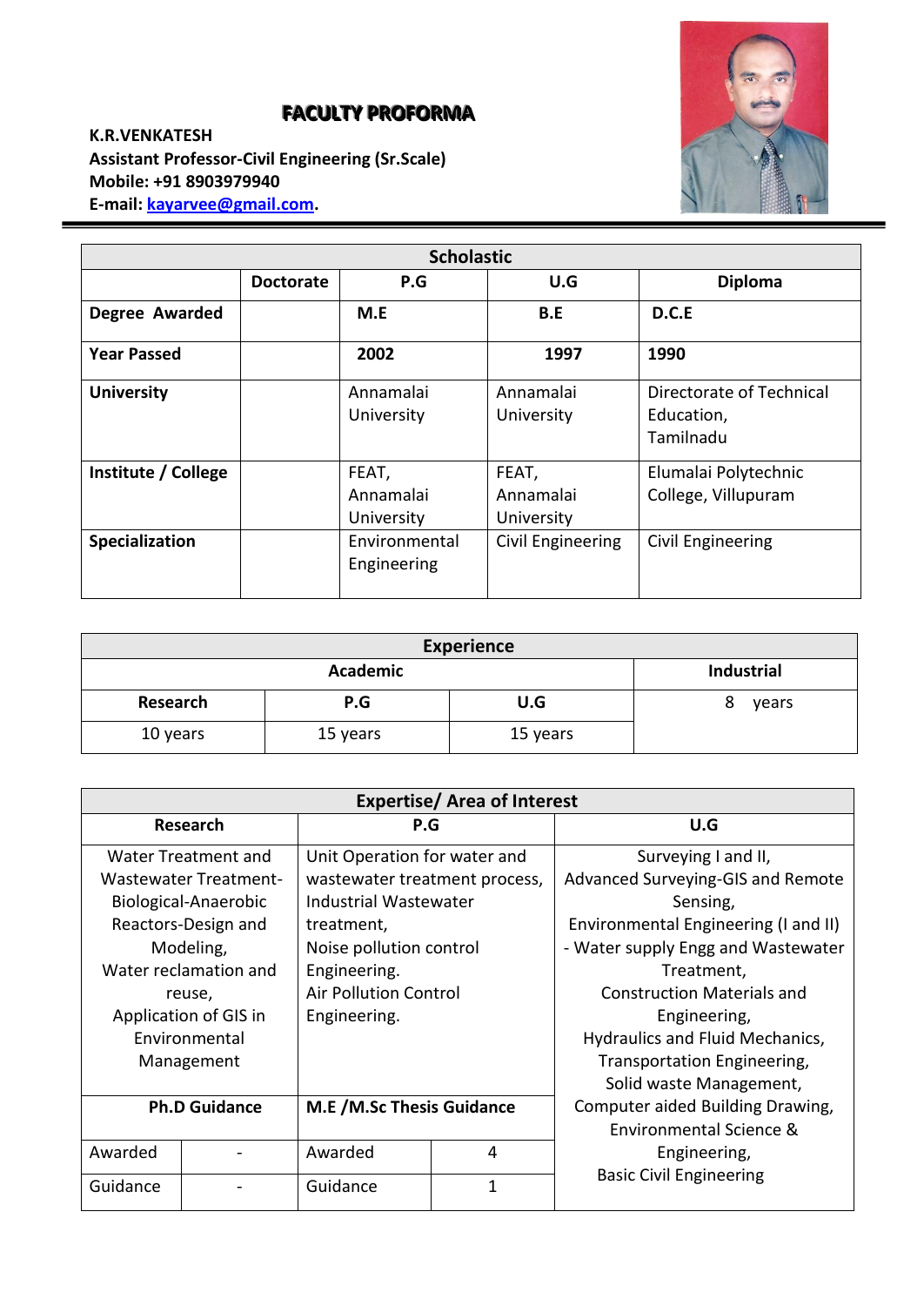# FACULTY PROFORMA

**K.R.VENKATESH**
**Assistant Professor-Civil Engineering (Sr.Scale)**
**Mobile: +91 8903979940**
**E-mail: kayarvee@gmail.com.**

| Scholastic | | | | |
|---|---|---|---|---|
| | **Doctorate** | **P.G** | **U.G** | **Diploma** |
| **Degree Awarded** | | **M.E** | **B.E** | **D.C.E** |
| **Year Passed** | | **2002** | **1997** | **1990** |
| **University** | | Annamalai University | Annamalai University | Directorate of Technical Education, Tamilnadu |
| **Institute / College** | | FEAT, Annamalai University | FEAT, Annamalai University | Elumalai Polytechnic College, Villupuram |
| **Specialization** | | Environmental Engineering | Civil Engineering | Civil Engineering |

| Experience | | | |
|---|---|---|---|
| **Academic** | | | **Industrial** |
| **Research** | **P.G** | **U.G** | 8 years |
| 10 years | 15 years | 15 years | |

| Expertise/ Area of Interest | | | | |
|---|---|---|---|---|
| **Research** | | **P.G** | | **U.G** |
| Water Treatment and Wastewater Treatment-Biological-Anaerobic Reactors-Design and Modeling, Water reclamation and reuse, Application of GIS in Environmental Management | | Unit Operation for water and wastewater treatment process, Industrial Wastewater treatment, Noise pollution control Engineering. Air Pollution Control Engineering. | | Surveying I and II, Advanced Surveying-GIS and Remote Sensing, Environmental Engineering (I and II) - Water supply Engg and Wastewater Treatment, Construction Materials and Engineering, Hydraulics and Fluid Mechanics, Transportation Engineering, Solid waste Management, Computer aided Building Drawing, Environmental Science & Engineering, Basic Civil Engineering |
| **Ph.D Guidance** | | **M.E /M.Sc Thesis Guidance** | | |
| Awarded | - | Awarded | 4 | |
| Guidance | - | Guidance | 1 | |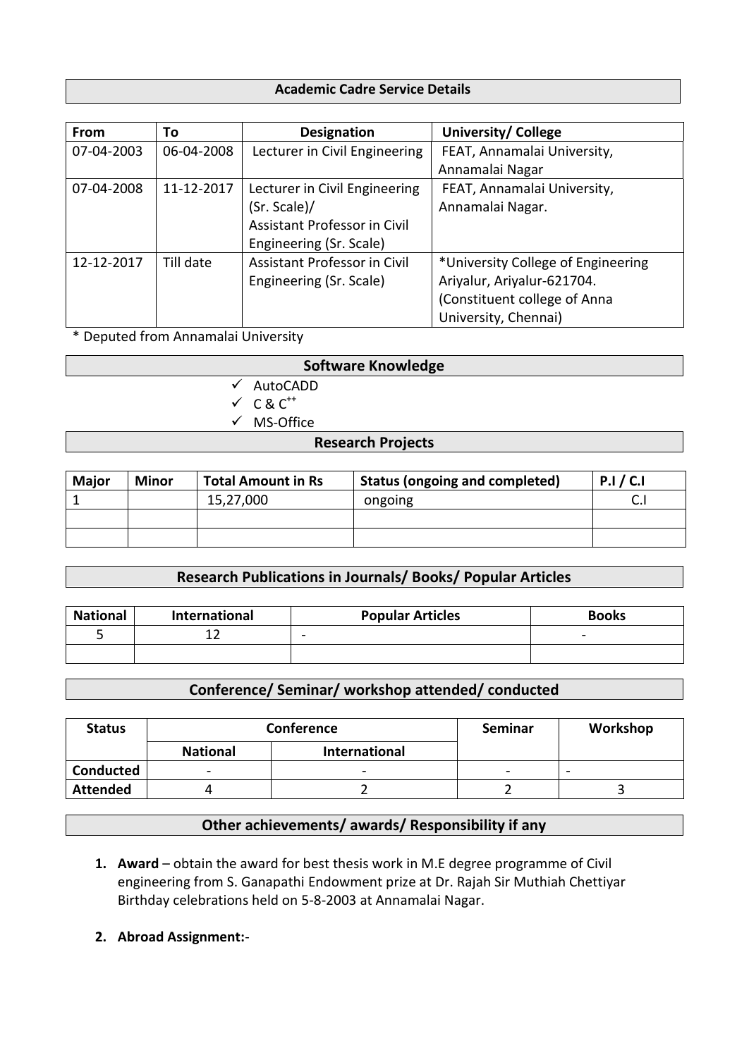## Academic Cadre Service Details

| From | To | Designation | University/ College |
|---|---|---|---|
| 07-04-2003 | 06-04-2008 | Lecturer in Civil Engineering | FEAT, Annamalai University, Annamalai Nagar |
| 07-04-2008 | 11-12-2017 | Lecturer in Civil Engineering (Sr. Scale)/ Assistant Professor in Civil Engineering (Sr. Scale) | FEAT, Annamalai University, Annamalai Nagar. |
| 12-12-2017 | Till date | Assistant Professor in Civil Engineering (Sr. Scale) | *University College of Engineering Ariyalur, Ariyalur-621704. (Constituent college of Anna University, Chennai) |

\* Deputed from Annamalai University

## Software Knowledge

- ✓ AutoCADD
- ✓ C & C++
- ✓ MS-Office

## Research Projects

| Major | Minor | Total Amount in Rs | Status (ongoing and completed) | P.I / C.I |
|---|---|---|---|---|
| 1 | | 15,27,000 | ongoing | C.I |
| | | | | |
| | | | | |

## Research Publications in Journals/ Books/ Popular Articles

| National | International | Popular Articles | Books |
|---|---|---|---|
| 5 | 12 | - | - |
| | | | |

## Conference/ Seminar/ workshop attended/ conducted

| Status | Conference | | Seminar | Workshop |
|---|---|---|---|---|
| | National | International | | |
| Conducted | - | - | - | - |
| Attended | 4 | 2 | 2 | 3 |

## Other achievements/ awards/ Responsibility if any

1. **Award** – obtain the award for best thesis work in M.E degree programme of Civil engineering from S. Ganapathi Endowment prize at Dr. Rajah Sir Muthiah Chettiyar Birthday celebrations held on 5-8-2003 at Annamalai Nagar.

2. **Abroad Assignment:**-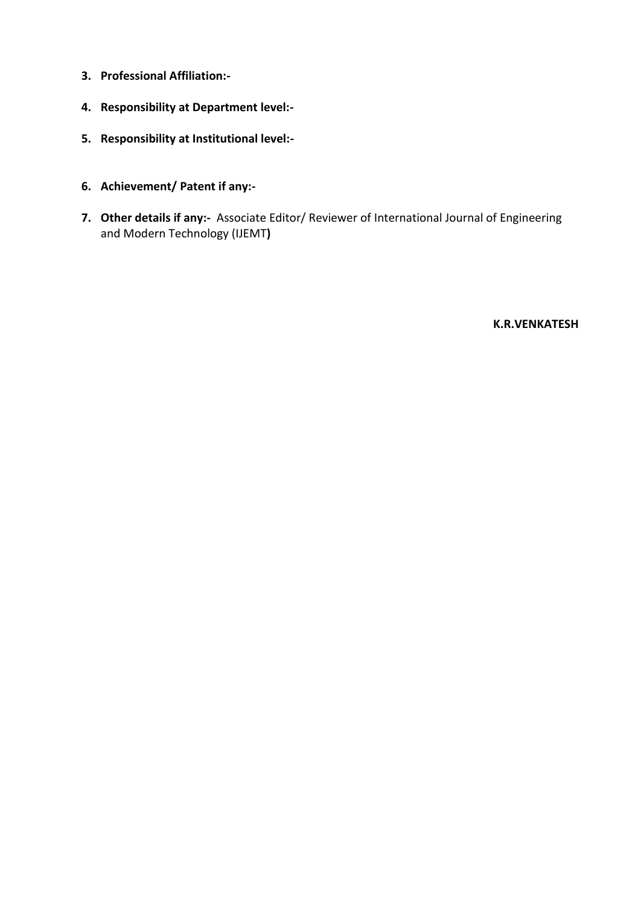3. **Professional Affiliation:-**
4. **Responsibility at Department level:-**
5. **Responsibility at Institutional level:-**
6. **Achievement/ Patent if any:-**
7. **Other details if any:-** Associate Editor/ Reviewer of International Journal of Engineering and Modern Technology (IJEMT**)**

**K.R.VENKATESH**